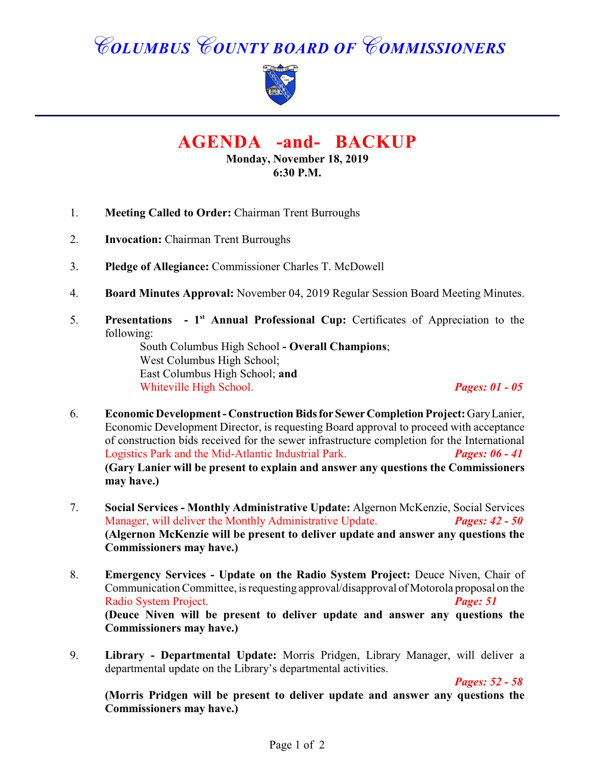# COLUMBUS COUNTY BOARD OF COMMISSIONERS

## AGENDA -and- BACKUP

**Monday, November 18, 2019**
**6:30 P.M.**

1. **Meeting Called to Order:** Chairman Trent Burroughs

2. **Invocation:** Chairman Trent Burroughs

3. **Pledge of Allegiance:** Commissioner Charles T. McDowell

4. **Board Minutes Approval:** November 04, 2019 Regular Session Board Meeting Minutes.

5. **Presentations - 1st Annual Professional Cup:** Certificates of Appreciation to the following:

   South Columbus High School **- Overall Champions**;
   West Columbus High School;
   East Columbus High School; **and**
   Whiteville High School. ***Pages: 01 - 05***

6. **Economic Development - Construction Bids for Sewer Completion Project:** Gary Lanier, Economic Development Director, is requesting Board approval to proceed with acceptance of construction bids received for the sewer infrastructure completion for the International Logistics Park and the Mid-Atlantic Industrial Park. ***Pages: 06 - 41***
   **(Gary Lanier will be present to explain and answer any questions the Commissioners may have.)**

7. **Social Services - Monthly Administrative Update:** Algernon McKenzie, Social Services Manager, will deliver the Monthly Administrative Update. ***Pages: 42 - 50***
   **(Algernon McKenzie will be present to deliver update and answer any questions the Commissioners may have.)**

8. **Emergency Services - Update on the Radio System Project:** Deuce Niven, Chair of Communication Committee, is requesting approval/disapproval of Motorola proposal on the Radio System Project. ***Page: 51***
   **(Deuce Niven will be present to deliver update and answer any questions the Commissioners may have.)**

9. **Library - Departmental Update:** Morris Pridgen, Library Manager, will deliver a departmental update on the Library's departmental activities. ***Pages: 52 - 58***
   **(Morris Pridgen will be present to deliver update and answer any questions the Commissioners may have.)**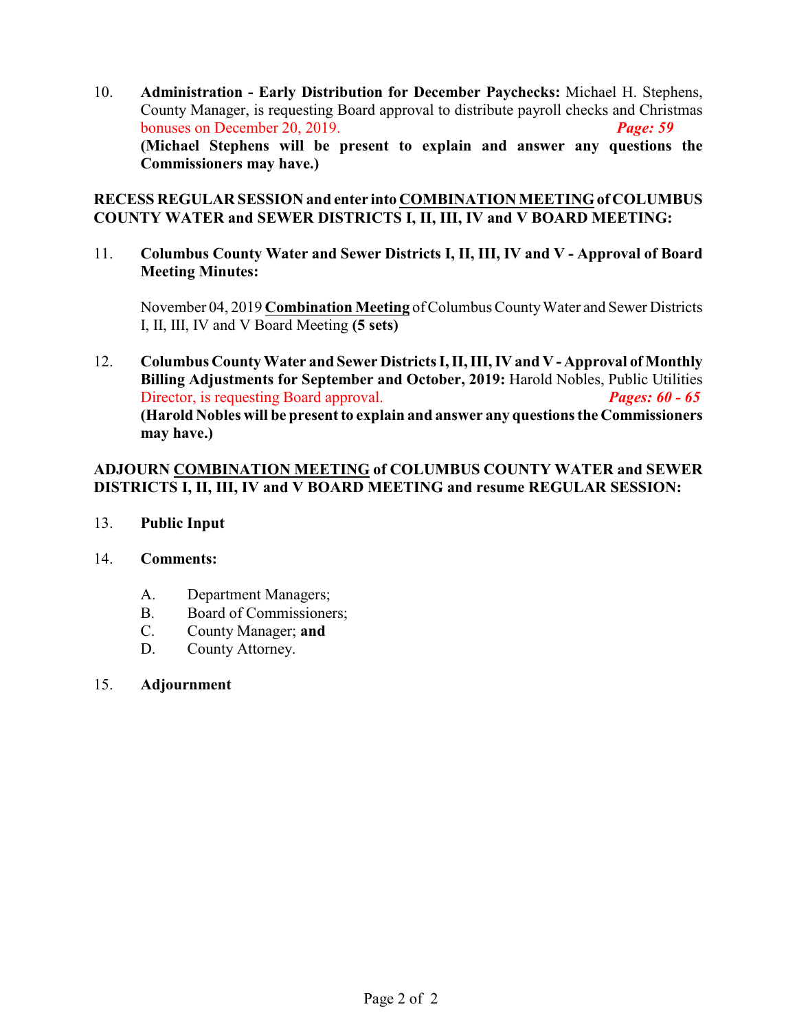10. **Administration - Early Distribution for December Paychecks:** Michael H. Stephens, County Manager, is requesting Board approval to distribute payroll checks and Christmas bonuses on December 20, 2019. ***Page: 59***
**(Michael Stephens will be present to explain and answer any questions the Commissioners may have.)**

**RECESS REGULAR SESSION and enter into COMBINATION MEETING of COLUMBUS COUNTY WATER and SEWER DISTRICTS I, II, III, IV and V BOARD MEETING:**

11. **Columbus County Water and Sewer Districts I, II, III, IV and V - Approval of Board Meeting Minutes:**

    November 04, 2019 **Combination Meeting** of Columbus County Water and Sewer Districts I, II, III, IV and V Board Meeting **(5 sets)**

12. **Columbus County Water and Sewer Districts I, II, III, IV and V - Approval of Monthly Billing Adjustments for September and October, 2019:** Harold Nobles, Public Utilities Director, is requesting Board approval. ***Pages: 60 - 65***
**(Harold Nobles will be present to explain and answer any questions the Commissioners may have.)**

**ADJOURN COMBINATION MEETING of COLUMBUS COUNTY WATER and SEWER DISTRICTS I, II, III, IV and V BOARD MEETING and resume REGULAR SESSION:**

13. **Public Input**

14. **Comments:**

    A. Department Managers;
    B. Board of Commissioners;
    C. County Manager; **and**
    D. County Attorney.

15. **Adjournment**